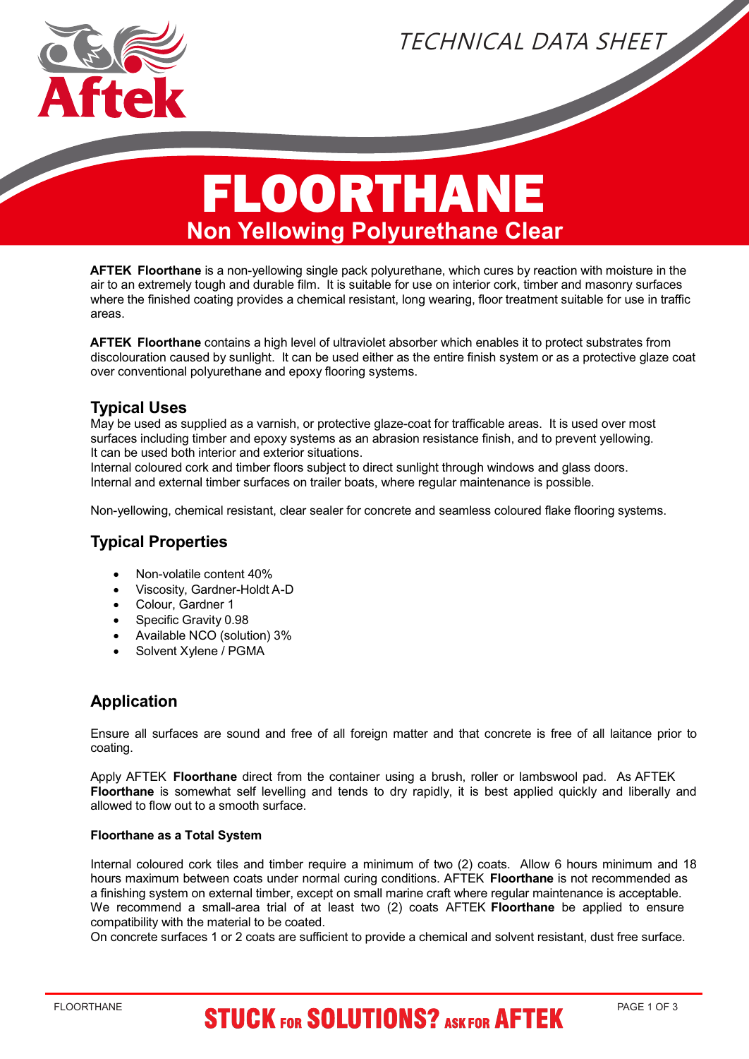TECHNICAL DATA SHEET

# FLOORTHANE

## Non Yellowing Polyurethane Clear

**AFTEK Floorthane** is a non-yellowing single pack polyurethane, which cures by reaction with moisture in the air to an extremely tough and durable film. It is suitable for use on interior cork, timber and masonry surfaces where the finished coating provides a chemical resistant, long wearing, floor treatment suitable for use in traffic areas.

**AFTEK Floorthane** contains a high level of ultraviolet absorber which enables it to protect substrates from discolouration caused by sunlight. It can be used either as the entire finish system or as a protective glaze coat over conventional polyurethane and epoxy flooring systems.

## Typical Uses

May be used as supplied as a varnish, or protective glaze-coat for trafficable areas. It is used over most surfaces including timber and epoxy systems as an abrasion resistance finish, and to prevent yellowing.
It can be used both interior and exterior situations.
Internal coloured cork and timber floors subject to direct sunlight through windows and glass doors.
Internal and external timber surfaces on trailer boats, where regular maintenance is possible.

Non-yellowing, chemical resistant, clear sealer for concrete and seamless coloured flake flooring systems.

## Typical Properties

- Non-volatile content 40%
- Viscosity, Gardner-Holdt A-D
- Colour, Gardner 1
- Specific Gravity 0.98
- Available NCO (solution) 3%
- Solvent Xylene / PGMA

## Application

Ensure all surfaces are sound and free of all foreign matter and that concrete is free of all laitance prior to coating.

Apply AFTEK **Floorthane** direct from the container using a brush, roller or lambswool pad. As AFTEK **Floorthane** is somewhat self levelling and tends to dry rapidly, it is best applied quickly and liberally and allowed to flow out to a smooth surface.

### Floorthane as a Total System

Internal coloured cork tiles and timber require a minimum of two (2) coats. Allow 6 hours minimum and 18 hours maximum between coats under normal curing conditions. AFTEK **Floorthane** is not recommended as a finishing system on external timber, except on small marine craft where regular maintenance is acceptable. We recommend a small-area trial of at least two (2) coats AFTEK **Floorthane** be applied to ensure compatibility with the material to be coated.
On concrete surfaces 1 or 2 coats are sufficient to provide a chemical and solvent resistant, dust free surface.

STUCK FOR SOLUTIONS? ASK FOR AFTEK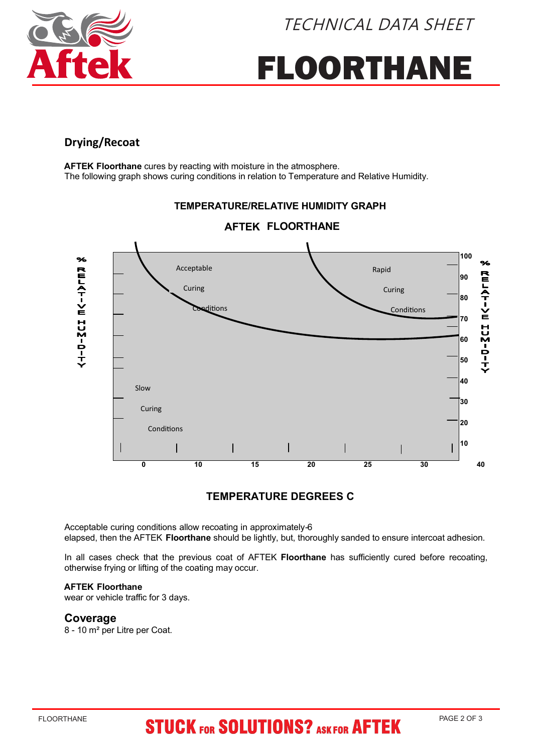# Drying/Recoat

**AFTEK Floorthane** cures by reacting with moisture in the atmosphere.
The following graph shows curing conditions in relation to Temperature and Relative Humidity.

**TEMPERATURE/RELATIVE HUMIDITY GRAPH**

**AFTEK FLOORTHANE**

% RELATIVE HUMIDITY

Acceptable Curing Conditions

Rapid Curing Conditions

Slow Curing Conditions

100, 90, 80, 70, 60, 50, 40, 30, 20, 10

0, 10, 15, 20, 25, 30, 40

**TEMPERATURE DEGREES C**

Acceptable curing conditions allow recoating in approximately 6
elapsed, then the AFTEK **Floorthane** should be lightly, but, thoroughly sanded to ensure intercoat adhesion.

In all cases check that the previous coat of AFTEK **Floorthane** has sufficiently cured before recoating, otherwise frying or lifting of the coating may occur.

**AFTEK Floorthane**
wear or vehicle traffic for 3 days.

## Coverage

8 - 10 m² per Litre per Coat.

**STUCK FOR SOLUTIONS? ASK FOR AFTEK**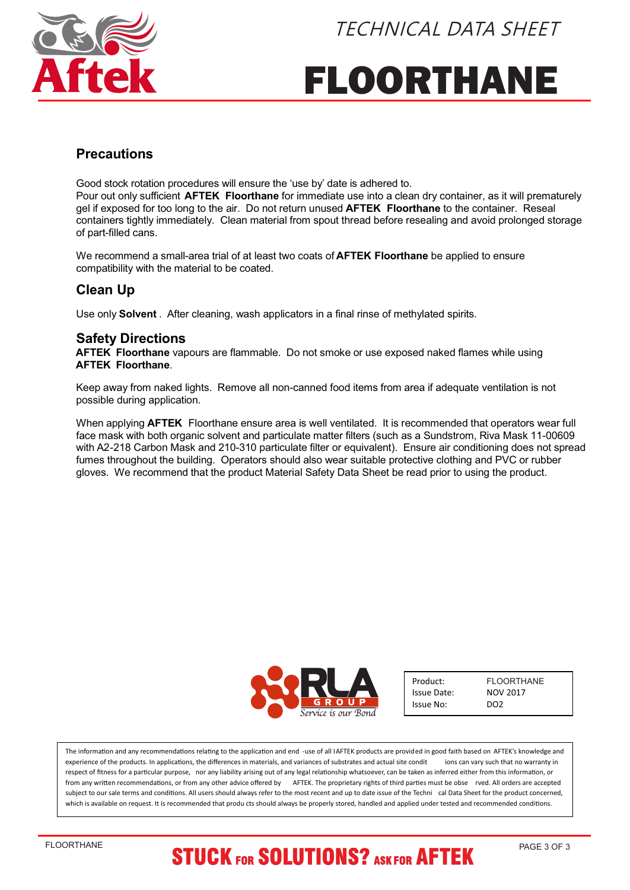## Precautions

Good stock rotation procedures will ensure the 'use by' date is adhered to.
Pour out only sufficient **AFTEK Floorthane** for immediate use into a clean dry container, as it will prematurely gel if exposed for too long to the air. Do not return unused **AFTEK Floorthane** to the container. Reseal containers tightly immediately. Clean material from spout thread before resealing and avoid prolonged storage of part-filled cans.

We recommend a small-area trial of at least two coats of **AFTEK Floorthane** be applied to ensure compatibility with the material to be coated.

## Clean Up

Use only **Solvent** . After cleaning, wash applicators in a final rinse of methylated spirits.

## Safety Directions

**AFTEK Floorthane** vapours are flammable. Do not smoke or use exposed naked flames while using **AFTEK Floorthane**.

Keep away from naked lights. Remove all non-canned food items from area if adequate ventilation is not possible during application.

When applying **AFTEK** Floorthane ensure area is well ventilated. It is recommended that operators wear full face mask with both organic solvent and particulate matter filters (such as a Sundstrom, Riva Mask 11-00609 with A2-218 Carbon Mask and 210-310 particulate filter or equivalent). Ensure air conditioning does not spread fumes throughout the building. Operators should also wear suitable protective clothing and PVC or rubber gloves. We recommend that the product Material Safety Data Sheet be read prior to using the product.

| | |
|---|---|
| Product: | FLOORTHANE |
| Issue Date: | NOV 2017 |
| Issue No: | DO2 |

The information and any recommendations relating to the application and end -use of all AFTEK products are provided in good faith based on AFTEK's knowledge and experience of the products. In applications, the differences in materials, and variances of substrates and actual site conditions can vary such that no warranty in respect of fitness for a particular purpose, nor any liability arising out of any legal relationship whatsoever, can be taken as inferred either from this information, or from any written recommendations, or from any other advice offered by AFTEK. The proprietary rights of third parties must be observed. All orders are accepted subject to our sale terms and conditions. All users should always refer to the most recent and up to date issue of the Technical Data Sheet for the product concerned, which is available on request. It is recommended that products should always be properly stored, handled and applied under tested and recommended conditions.

**STUCK FOR SOLUTIONS? ASK FOR AFTEK**